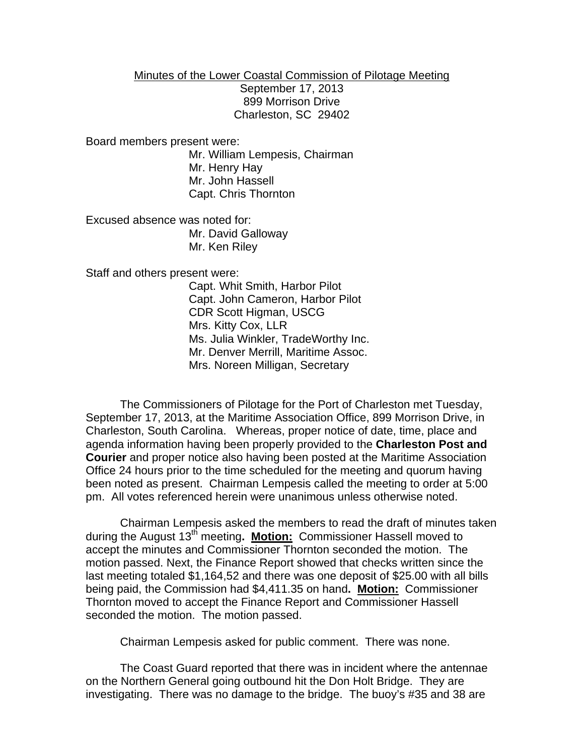Minutes of the Lower Coastal Commission of Pilotage Meeting
September 17, 2013
899 Morrison Drive
Charleston, SC 29402

Board members present were:

Mr. William Lempesis, Chairman
Mr. Henry Hay
Mr. John Hassell
Capt. Chris Thornton

Excused absence was noted for:

Mr. David Galloway
Mr. Ken Riley

Staff and others present were:

Capt. Whit Smith, Harbor Pilot
Capt. John Cameron, Harbor Pilot
CDR Scott Higman, USCG
Mrs. Kitty Cox, LLR
Ms. Julia Winkler, TradeWorthy Inc.
Mr. Denver Merrill, Maritime Assoc.
Mrs. Noreen Milligan, Secretary

The Commissioners of Pilotage for the Port of Charleston met Tuesday, September 17, 2013, at the Maritime Association Office, 899 Morrison Drive, in Charleston, South Carolina. Whereas, proper notice of date, time, place and agenda information having been properly provided to the **Charleston Post and Courier** and proper notice also having been posted at the Maritime Association Office 24 hours prior to the time scheduled for the meeting and quorum having been noted as present. Chairman Lempesis called the meeting to order at 5:00 pm. All votes referenced herein were unanimous unless otherwise noted.

Chairman Lempesis asked the members to read the draft of minutes taken during the August 13th meeting**. Motion:** Commissioner Hassell moved to accept the minutes and Commissioner Thornton seconded the motion. The motion passed. Next, the Finance Report showed that checks written since the last meeting totaled $1,164,52 and there was one deposit of $25.00 with all bills being paid, the Commission had $4,411.35 on hand**. Motion:** Commissioner Thornton moved to accept the Finance Report and Commissioner Hassell seconded the motion. The motion passed.

Chairman Lempesis asked for public comment. There was none.

The Coast Guard reported that there was in incident where the antennae on the Northern General going outbound hit the Don Holt Bridge. They are investigating. There was no damage to the bridge. The buoy's #35 and 38 are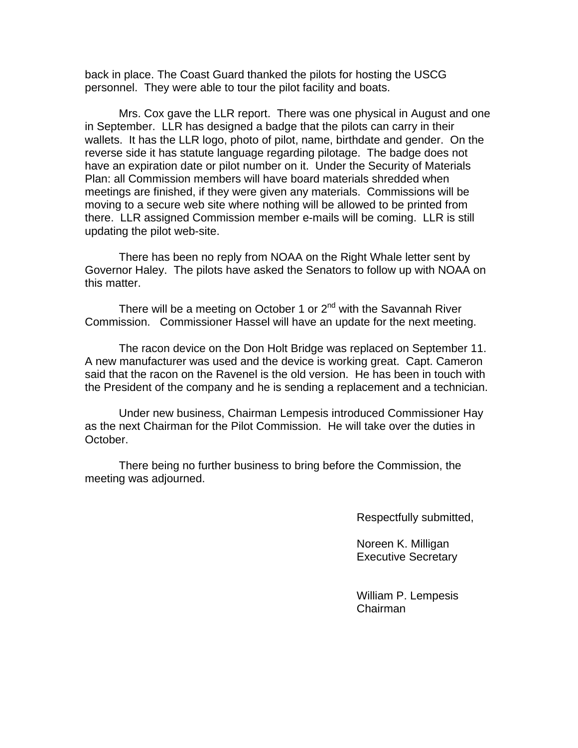back in place. The Coast Guard thanked the pilots for hosting the USCG personnel. They were able to tour the pilot facility and boats.

Mrs. Cox gave the LLR report. There was one physical in August and one in September. LLR has designed a badge that the pilots can carry in their wallets. It has the LLR logo, photo of pilot, name, birthdate and gender. On the reverse side it has statute language regarding pilotage. The badge does not have an expiration date or pilot number on it. Under the Security of Materials Plan: all Commission members will have board materials shredded when meetings are finished, if they were given any materials. Commissions will be moving to a secure web site where nothing will be allowed to be printed from there. LLR assigned Commission member e-mails will be coming. LLR is still updating the pilot web-site.

There has been no reply from NOAA on the Right Whale letter sent by Governor Haley. The pilots have asked the Senators to follow up with NOAA on this matter.

There will be a meeting on October 1 or 2nd with the Savannah River Commission. Commissioner Hassel will have an update for the next meeting.

The racon device on the Don Holt Bridge was replaced on September 11. A new manufacturer was used and the device is working great. Capt. Cameron said that the racon on the Ravenel is the old version. He has been in touch with the President of the company and he is sending a replacement and a technician.

Under new business, Chairman Lempesis introduced Commissioner Hay as the next Chairman for the Pilot Commission. He will take over the duties in October.

There being no further business to bring before the Commission, the meeting was adjourned.

Respectfully submitted,

Noreen K. Milligan
Executive Secretary

William P. Lempesis
Chairman